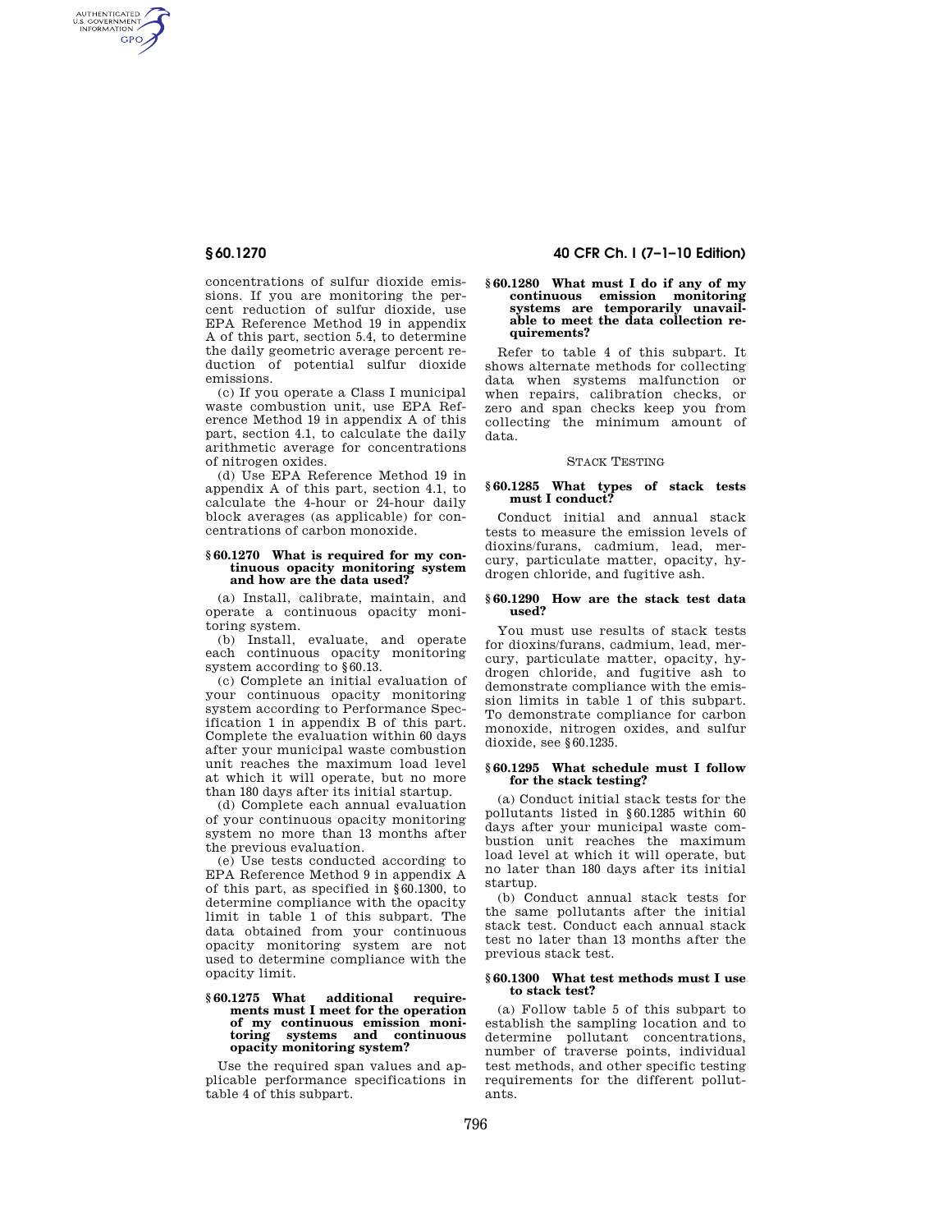concentrations of sulfur dioxide emissions. If you are monitoring the percent reduction of sulfur dioxide, use EPA Reference Method 19 in appendix A of this part, section 5.4, to determine the daily geometric average percent reduction of potential sulfur dioxide emissions.

(c) If you operate a Class I municipal waste combustion unit, use EPA Reference Method 19 in appendix A of this part, section 4.1, to calculate the daily arithmetic average for concentrations of nitrogen oxides.

(d) Use EPA Reference Method 19 in appendix A of this part, section 4.1, to calculate the 4-hour or 24-hour daily block averages (as applicable) for concentrations of carbon monoxide.

#### § 60.1270 What is required for my continuous opacity monitoring system and how are the data used?

(a) Install, calibrate, maintain, and operate a continuous opacity monitoring system.

(b) Install, evaluate, and operate each continuous opacity monitoring system according to § 60.13.

(c) Complete an initial evaluation of your continuous opacity monitoring system according to Performance Specification 1 in appendix B of this part. Complete the evaluation within 60 days after your municipal waste combustion unit reaches the maximum load level at which it will operate, but no more than 180 days after its initial startup.

(d) Complete each annual evaluation of your continuous opacity monitoring system no more than 13 months after the previous evaluation.

(e) Use tests conducted according to EPA Reference Method 9 in appendix A of this part, as specified in § 60.1300, to determine compliance with the opacity limit in table 1 of this subpart. The data obtained from your continuous opacity monitoring system are not used to determine compliance with the opacity limit.

#### § 60.1275 What additional requirements must I meet for the operation of my continuous emission monitoring systems and continuous opacity monitoring system?

Use the required span values and applicable performance specifications in table 4 of this subpart.

#### § 60.1280 What must I do if any of my continuous emission monitoring systems are temporarily unavailable to meet the data collection requirements?

Refer to table 4 of this subpart. It shows alternate methods for collecting data when systems malfunction or when repairs, calibration checks, or zero and span checks keep you from collecting the minimum amount of data.

### Stack Testing

#### § 60.1285 What types of stack tests must I conduct?

Conduct initial and annual stack tests to measure the emission levels of dioxins/furans, cadmium, lead, mercury, particulate matter, opacity, hydrogen chloride, and fugitive ash.

#### § 60.1290 How are the stack test data used?

You must use results of stack tests for dioxins/furans, cadmium, lead, mercury, particulate matter, opacity, hydrogen chloride, and fugitive ash to demonstrate compliance with the emission limits in table 1 of this subpart. To demonstrate compliance for carbon monoxide, nitrogen oxides, and sulfur dioxide, see § 60.1235.

#### § 60.1295 What schedule must I follow for the stack testing?

(a) Conduct initial stack tests for the pollutants listed in § 60.1285 within 60 days after your municipal waste combustion unit reaches the maximum load level at which it will operate, but no later than 180 days after its initial startup.

(b) Conduct annual stack tests for the same pollutants after the initial stack test. Conduct each annual stack test no later than 13 months after the previous stack test.

#### § 60.1300 What test methods must I use to stack test?

(a) Follow table 5 of this subpart to establish the sampling location and to determine pollutant concentrations, number of traverse points, individual test methods, and other specific testing requirements for the different pollutants.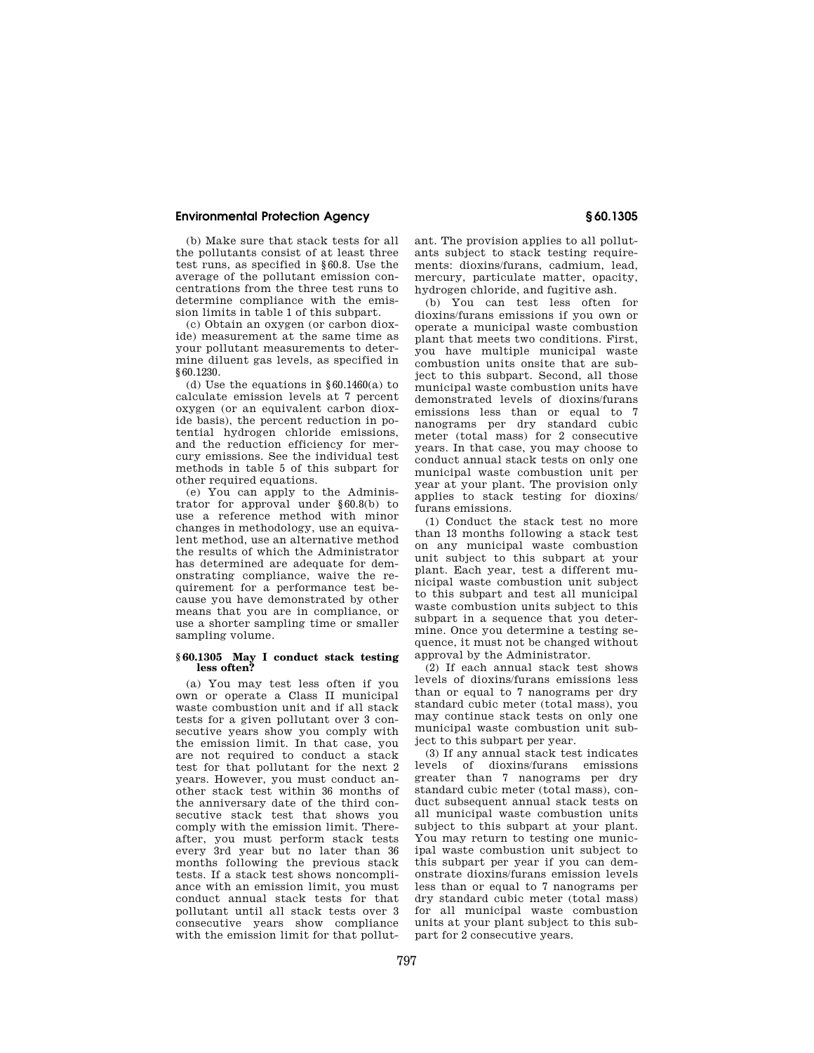(b) Make sure that stack tests for all the pollutants consist of at least three test runs, as specified in §60.8. Use the average of the pollutant emission concentrations from the three test runs to determine compliance with the emission limits in table 1 of this subpart.

(c) Obtain an oxygen (or carbon dioxide) measurement at the same time as your pollutant measurements to determine diluent gas levels, as specified in §60.1230.

(d) Use the equations in §60.1460(a) to calculate emission levels at 7 percent oxygen (or an equivalent carbon dioxide basis), the percent reduction in potential hydrogen chloride emissions, and the reduction efficiency for mercury emissions. See the individual test methods in table 5 of this subpart for other required equations.

(e) You can apply to the Administrator for approval under §60.8(b) to use a reference method with minor changes in methodology, use an equivalent method, use an alternative method the results of which the Administrator has determined are adequate for demonstrating compliance, waive the requirement for a performance test because you have demonstrated by other means that you are in compliance, or use a shorter sampling time or smaller sampling volume.

### §60.1305 May I conduct stack testing less often?

(a) You may test less often if you own or operate a Class II municipal waste combustion unit and if all stack tests for a given pollutant over 3 consecutive years show you comply with the emission limit. In that case, you are not required to conduct a stack test for that pollutant for the next 2 years. However, you must conduct another stack test within 36 months of the anniversary date of the third consecutive stack test that shows you comply with the emission limit. Thereafter, you must perform stack tests every 3rd year but no later than 36 months following the previous stack tests. If a stack test shows noncompliance with an emission limit, you must conduct annual stack tests for that pollutant until all stack tests over 3 consecutive years show compliance with the emission limit for that pollutant. The provision applies to all pollutants subject to stack testing requirements: dioxins/furans, cadmium, lead, mercury, particulate matter, opacity, hydrogen chloride, and fugitive ash.

(b) You can test less often for dioxins/furans emissions if you own or operate a municipal waste combustion plant that meets two conditions. First, you have multiple municipal waste combustion units onsite that are subject to this subpart. Second, all those municipal waste combustion units have demonstrated levels of dioxins/furans emissions less than or equal to 7 nanograms per dry standard cubic meter (total mass) for 2 consecutive years. In that case, you may choose to conduct annual stack tests on only one municipal waste combustion unit per year at your plant. The provision only applies to stack testing for dioxins/furans emissions.

(1) Conduct the stack test no more than 13 months following a stack test on any municipal waste combustion unit subject to this subpart at your plant. Each year, test a different municipal waste combustion unit subject to this subpart and test all municipal waste combustion units subject to this subpart in a sequence that you determine. Once you determine a testing sequence, it must not be changed without approval by the Administrator.

(2) If each annual stack test shows levels of dioxins/furans emissions less than or equal to 7 nanograms per dry standard cubic meter (total mass), you may continue stack tests on only one municipal waste combustion unit subject to this subpart per year.

(3) If any annual stack test indicates levels of dioxins/furans emissions greater than 7 nanograms per dry standard cubic meter (total mass), conduct subsequent annual stack tests on all municipal waste combustion units subject to this subpart at your plant. You may return to testing one municipal waste combustion unit subject to this subpart per year if you can demonstrate dioxins/furans emission levels less than or equal to 7 nanograms per dry standard cubic meter (total mass) for all municipal waste combustion units at your plant subject to this subpart for 2 consecutive years.